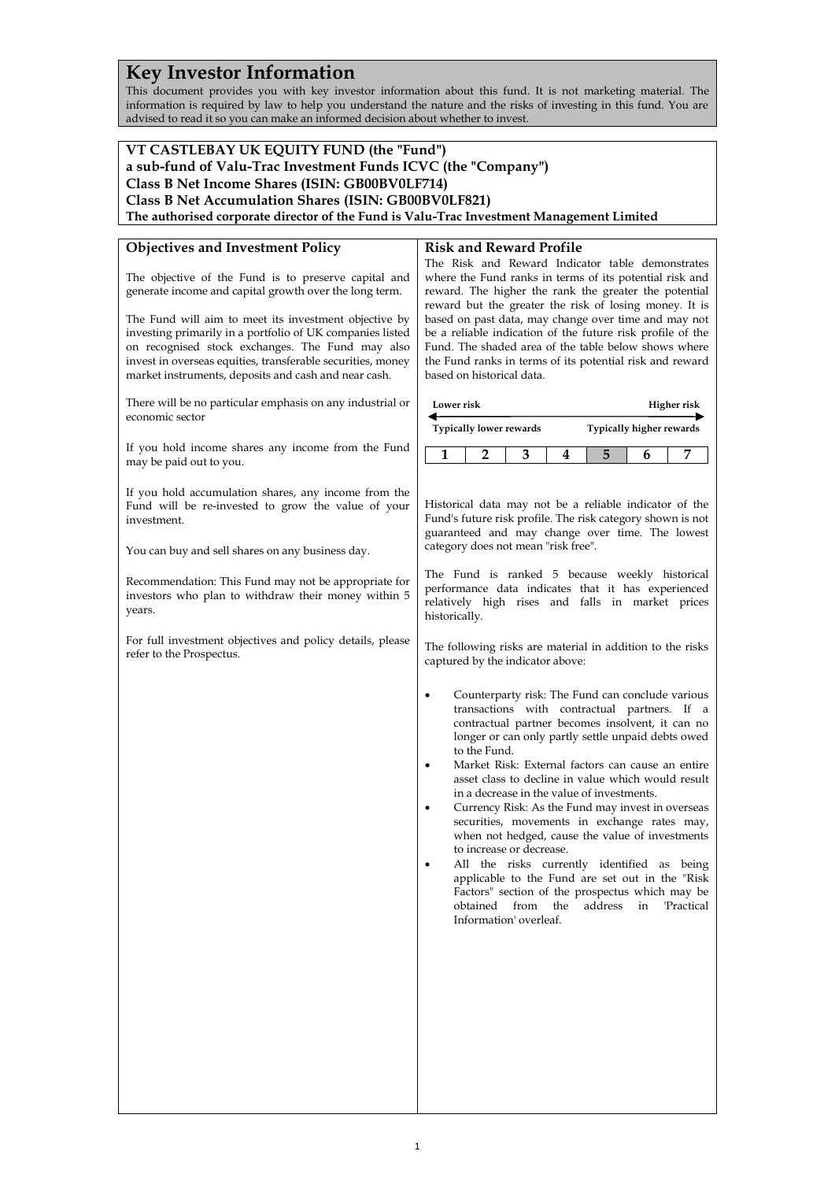# Key Investor Information

This document provides you with key investor information about this fund. It is not marketing material. The information is required by law to help you understand the nature and the risks of investing in this fund. You are advised to read it so you can make an informed decision about whether to invest.

**VT CASTLEBAY UK EQUITY FUND (the "Fund")**
**a sub-fund of Valu-Trac Investment Funds ICVC (the "Company")**
**Class B Net Income Shares (ISIN: GB00BV0LF714)**
**Class B Net Accumulation Shares (ISIN: GB00BV0LF821)**
**The authorised corporate director of the Fund is Valu-Trac Investment Management Limited**

## Objectives and Investment Policy

The objective of the Fund is to preserve capital and generate income and capital growth over the long term.

The Fund will aim to meet its investment objective by investing primarily in a portfolio of UK companies listed on recognised stock exchanges. The Fund may also invest in overseas equities, transferable securities, money market instruments, deposits and cash and near cash.

There will be no particular emphasis on any industrial or economic sector

If you hold income shares any income from the Fund may be paid out to you.

If you hold accumulation shares, any income from the Fund will be re-invested to grow the value of your investment.

You can buy and sell shares on any business day.

Recommendation: This Fund may not be appropriate for investors who plan to withdraw their money within 5 years.

For full investment objectives and policy details, please refer to the Prospectus.

## Risk and Reward Profile

The Risk and Reward Indicator table demonstrates where the Fund ranks in terms of its potential risk and reward. The higher the rank the greater the potential reward but the greater the risk of losing money. It is based on past data, may change over time and may not be a reliable indication of the future risk profile of the Fund. The shaded area of the table below shows where the Fund ranks in terms of its potential risk and reward based on historical data.

**Lower risk** ← → **Higher risk**

**Typically lower rewards** — **Typically higher rewards**

| 1 | 2 | 3 | 4 | **5** | 6 | 7 |
|---|---|---|---|---|---|---|

Historical data may not be a reliable indicator of the Fund's future risk profile. The risk category shown is not guaranteed and may change over time. The lowest category does not mean "risk free".

The Fund is ranked 5 because weekly historical performance data indicates that it has experienced relatively high rises and falls in market prices historically.

The following risks are material in addition to the risks captured by the indicator above:

- Counterparty risk: The Fund can conclude various transactions with contractual partners. If a contractual partner becomes insolvent, it can no longer or can only partly settle unpaid debts owed to the Fund.
- Market Risk: External factors can cause an entire asset class to decline in value which would result in a decrease in the value of investments.
- Currency Risk: As the Fund may invest in overseas securities, movements in exchange rates may, when not hedged, cause the value of investments to increase or decrease.
- All the risks currently identified as being applicable to the Fund are set out in the "Risk Factors" section of the prospectus which may be obtained from the address in 'Practical Information' overleaf.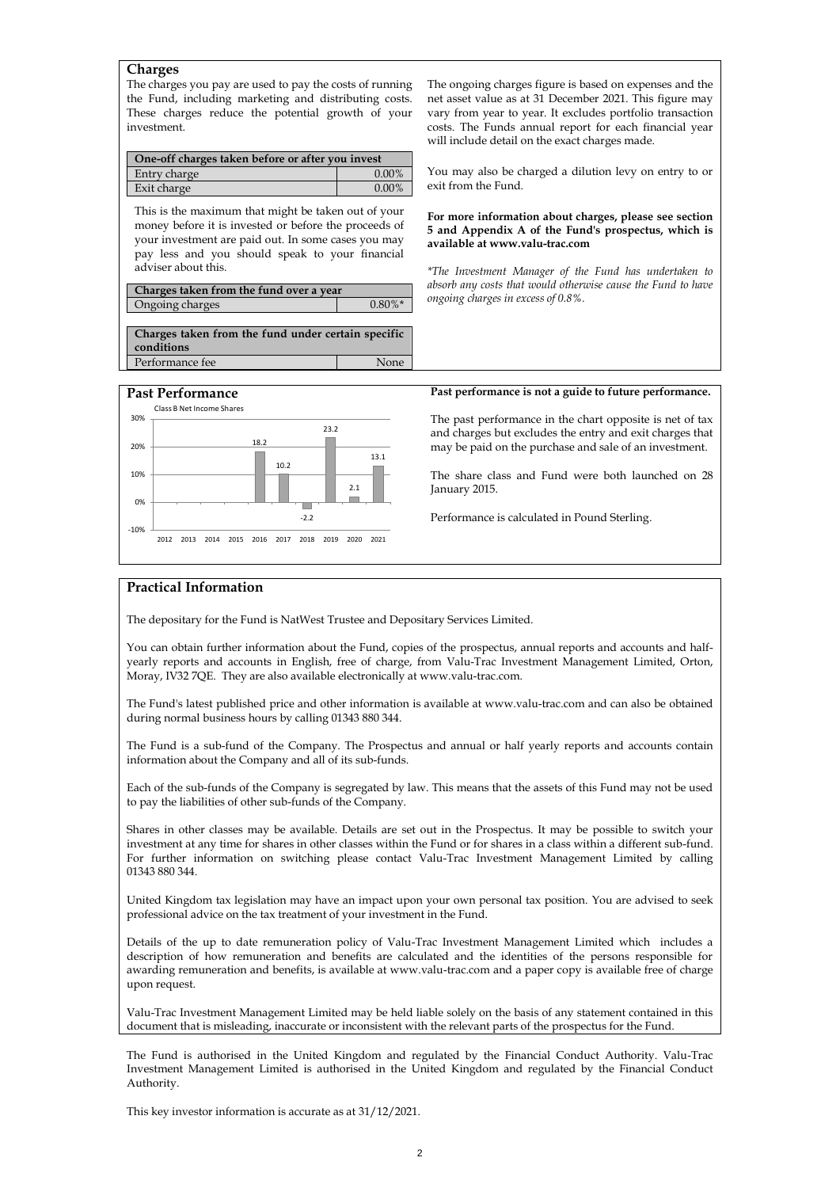## Charges

The charges you pay are used to pay the costs of running the Fund, including marketing and distributing costs. These charges reduce the potential growth of your investment.

| One-off charges taken before or after you invest | |
|---|---|
| Entry charge | 0.00% |
| Exit charge | 0.00% |

This is the maximum that might be taken out of your money before it is invested or before the proceeds of your investment are paid out. In some cases you may pay less and you should speak to your financial adviser about this.

| Charges taken from the fund over a year | |
|---|---|
| Ongoing charges | 0.80%* |

| Charges taken from the fund under certain specific conditions | |
|---|---|
| Performance fee | None |

The ongoing charges figure is based on expenses and the net asset value as at 31 December 2021. This figure may vary from year to year. It excludes portfolio transaction costs. The Funds annual report for each financial year will include detail on the exact charges made.

You may also be charged a dilution levy on entry to or exit from the Fund.

**For more information about charges, please see section 5 and Appendix A of the Fund's prospectus, which is available at www.valu-trac.com**

*\*The Investment Manager of the Fund has undertaken to absorb any costs that would otherwise cause the Fund to have ongoing charges in excess of 0.8%.*

## Past Performance

Class B Net Income Shares

30%
20%
10%
0%
-10%

2012 2013 2014 2015 2016 2017 2018 2019 2020 2021

18.2
10.2
-2.2
23.2
2.1
13.1

**Past performance is not a guide to future performance.**

The past performance in the chart opposite is net of tax and charges but excludes the entry and exit charges that may be paid on the purchase and sale of an investment.

The share class and Fund were both launched on 28 January 2015.

Performance is calculated in Pound Sterling.

## Practical Information

The depositary for the Fund is NatWest Trustee and Depositary Services Limited.

You can obtain further information about the Fund, copies of the prospectus, annual reports and accounts and half-yearly reports and accounts in English, free of charge, from Valu-Trac Investment Management Limited, Orton, Moray, IV32 7QE. They are also available electronically at www.valu-trac.com.

The Fund's latest published price and other information is available at www.valu-trac.com and can also be obtained during normal business hours by calling 01343 880 344.

The Fund is a sub-fund of the Company. The Prospectus and annual or half yearly reports and accounts contain information about the Company and all of its sub-funds.

Each of the sub-funds of the Company is segregated by law. This means that the assets of this Fund may not be used to pay the liabilities of other sub-funds of the Company.

Shares in other classes may be available. Details are set out in the Prospectus. It may be possible to switch your investment at any time for shares in other classes within the Fund or for shares in a class within a different sub-fund. For further information on switching please contact Valu-Trac Investment Management Limited by calling 01343 880 344.

United Kingdom tax legislation may have an impact upon your own personal tax position. You are advised to seek professional advice on the tax treatment of your investment in the Fund.

Details of the up to date remuneration policy of Valu-Trac Investment Management Limited which includes a description of how remuneration and benefits are calculated and the identities of the persons responsible for awarding remuneration and benefits, is available at www.valu-trac.com and a paper copy is available free of charge upon request.

Valu-Trac Investment Management Limited may be held liable solely on the basis of any statement contained in this document that is misleading, inaccurate or inconsistent with the relevant parts of the prospectus for the Fund.

The Fund is authorised in the United Kingdom and regulated by the Financial Conduct Authority. Valu-Trac Investment Management Limited is authorised in the United Kingdom and regulated by the Financial Conduct Authority.

This key investor information is accurate as at 31/12/2021.